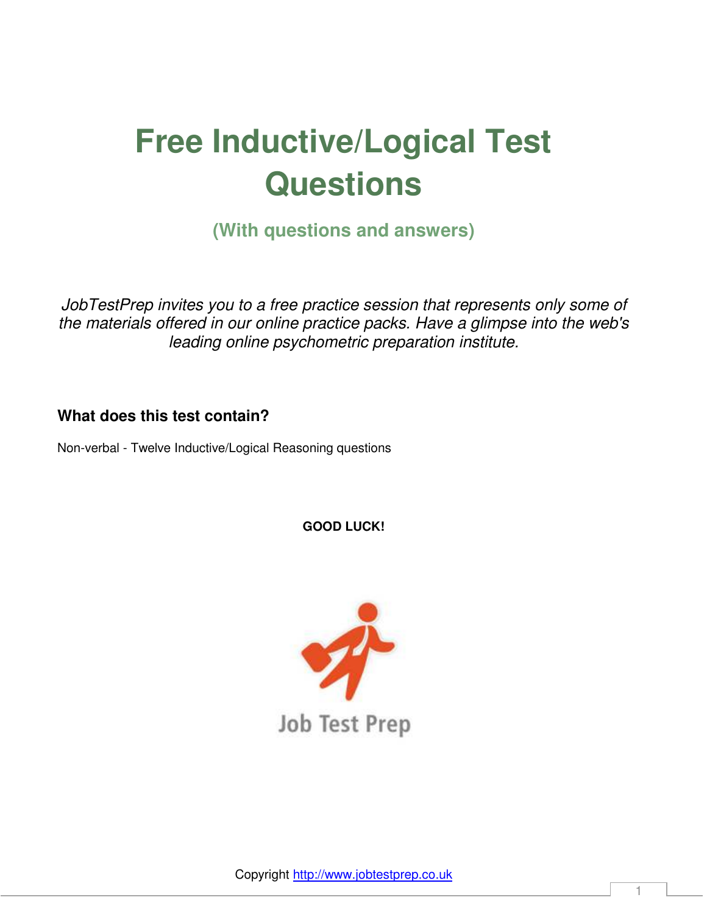# Free Inductive/Logical Test Questions

### (With questions and answers)

*JobTestPrep invites you to a free practice session that represents only some of the materials offered in our online practice packs. Have a glimpse into the web's leading online psychometric preparation institute.*

**What does this test contain?**

Non-verbal - Twelve Inductive/Logical Reasoning questions

**GOOD LUCK!**

Job Test Prep

Copyright http://www.jobtestprep.co.uk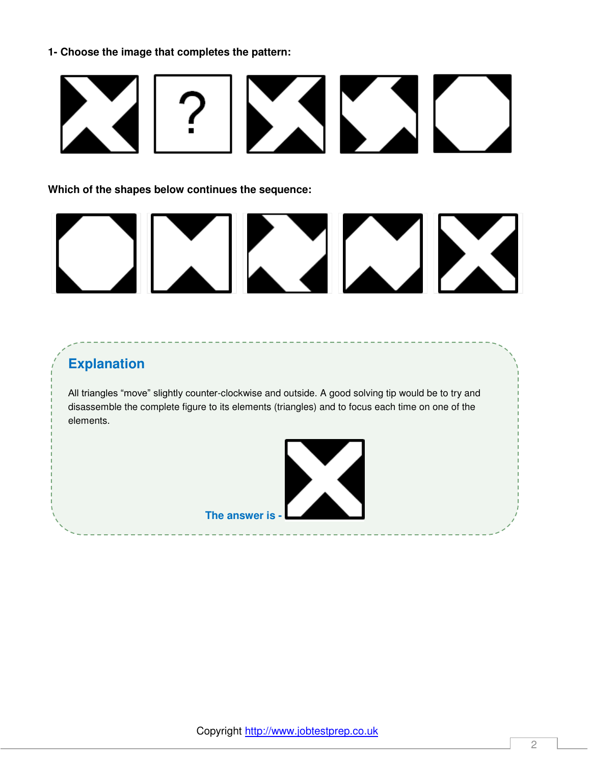**1- Choose the image that completes the pattern:**

**Which of the shapes below continues the sequence:**

## Explanation

All triangles “move” slightly counter-clockwise and outside. A good solving tip would be to try and disassemble the complete figure to its elements (triangles) and to focus each time on one of the elements.

**The answer is -**

Copyright http://www.jobtestprep.co.uk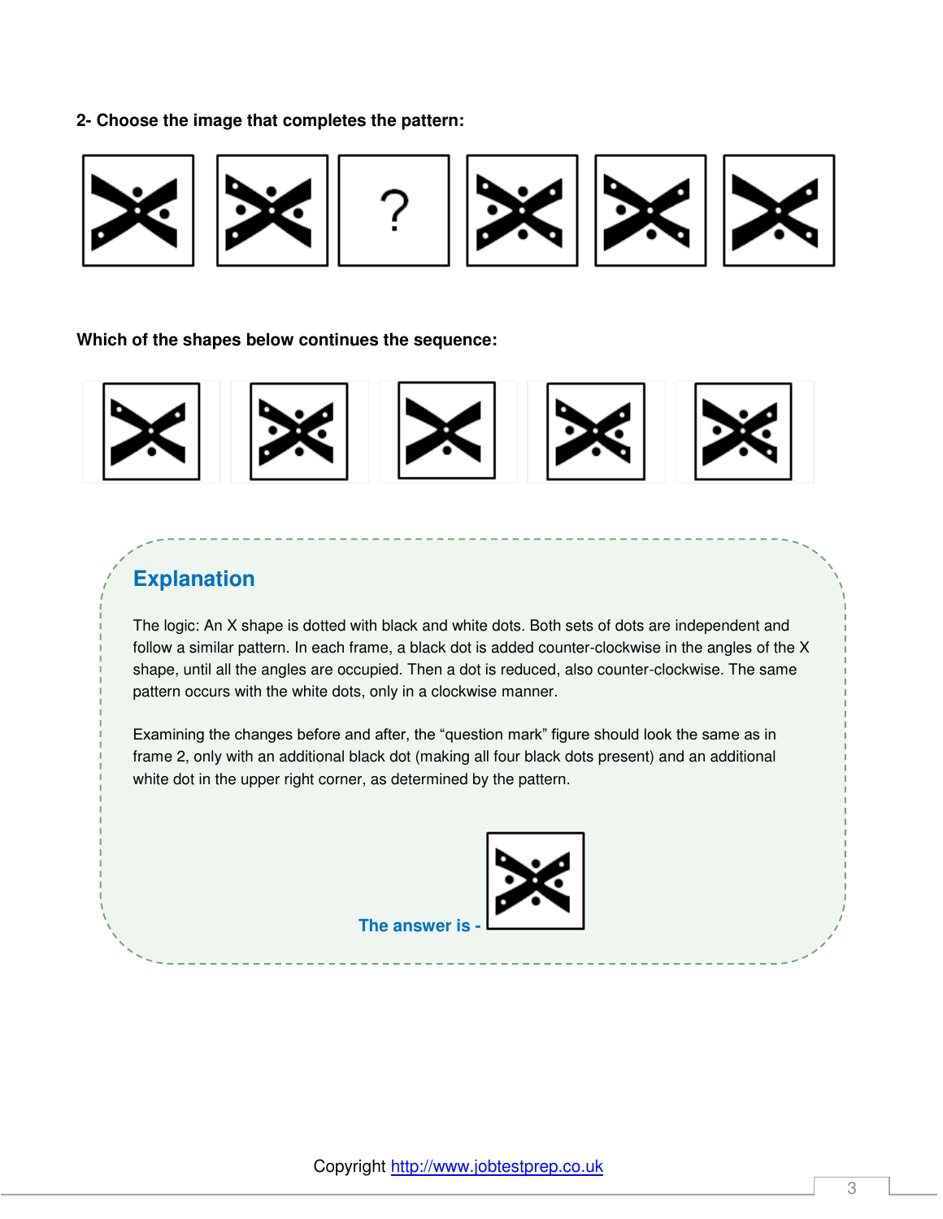**2- Choose the image that completes the pattern:**

?

**Which of the shapes below continues the sequence:**

## Explanation

The logic: An X shape is dotted with black and white dots. Both sets of dots are independent and follow a similar pattern. In each frame, a black dot is added counter-clockwise in the angles of the X shape, until all the angles are occupied. Then a dot is reduced, also counter-clockwise. The same pattern occurs with the white dots, only in a clockwise manner.

Examining the changes before and after, the "question mark" figure should look the same as in frame 2, only with an additional black dot (making all four black dots present) and an additional white dot in the upper right corner, as determined by the pattern.

**The answer is -**

Copyright http://www.jobtestprep.co.uk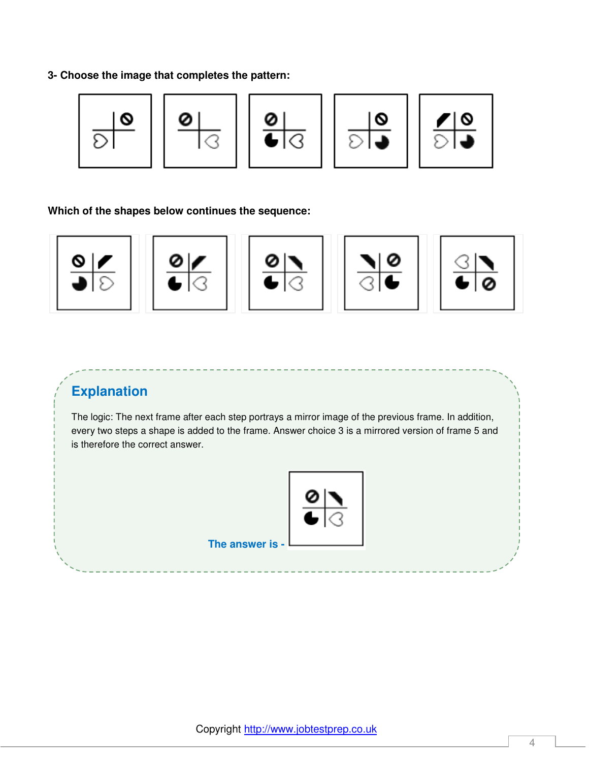**3- Choose the image that completes the pattern:**

**Which of the shapes below continues the sequence:**

## Explanation

The logic: The next frame after each step portrays a mirror image of the previous frame. In addition, every two steps a shape is added to the frame. Answer choice 3 is a mirrored version of frame 5 and is therefore the correct answer.

**The answer is -**

Copyright http://www.jobtestprep.co.uk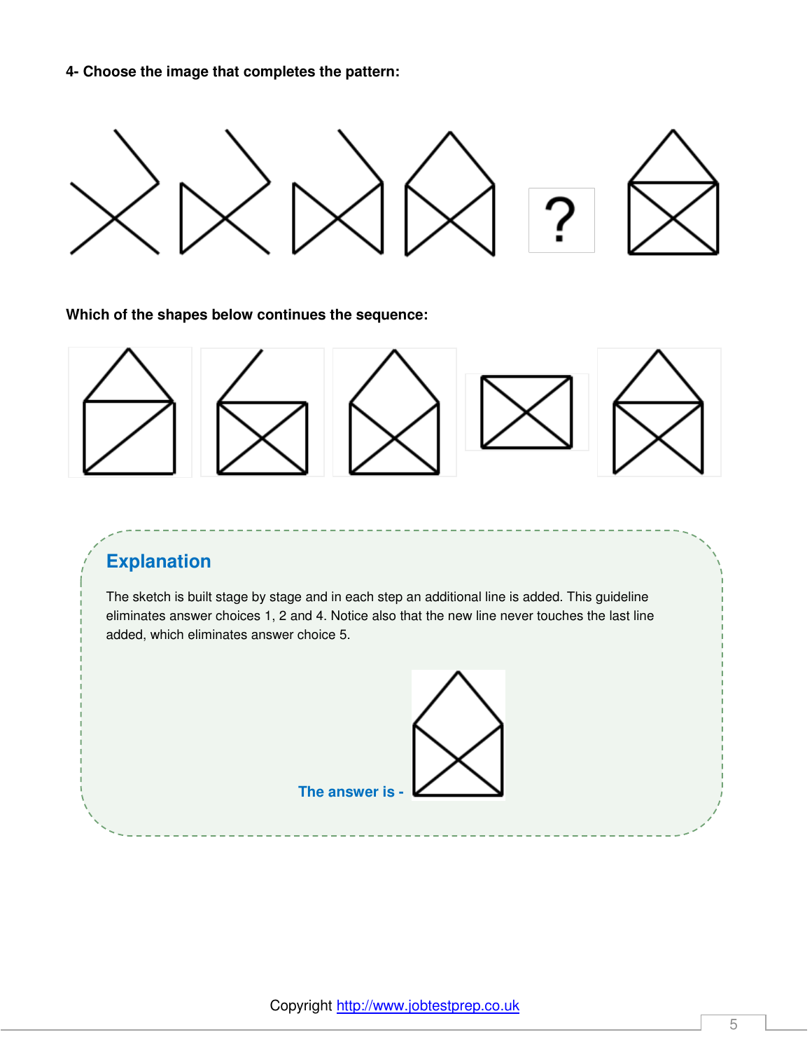**4- Choose the image that completes the pattern:**

**Which of the shapes below continues the sequence:**

## Explanation

The sketch is built stage by stage and in each step an additional line is added. This guideline eliminates answer choices 1, 2 and 4. Notice also that the new line never touches the last line added, which eliminates answer choice 5.

**The answer is -**

Copyright http://www.jobtestprep.co.uk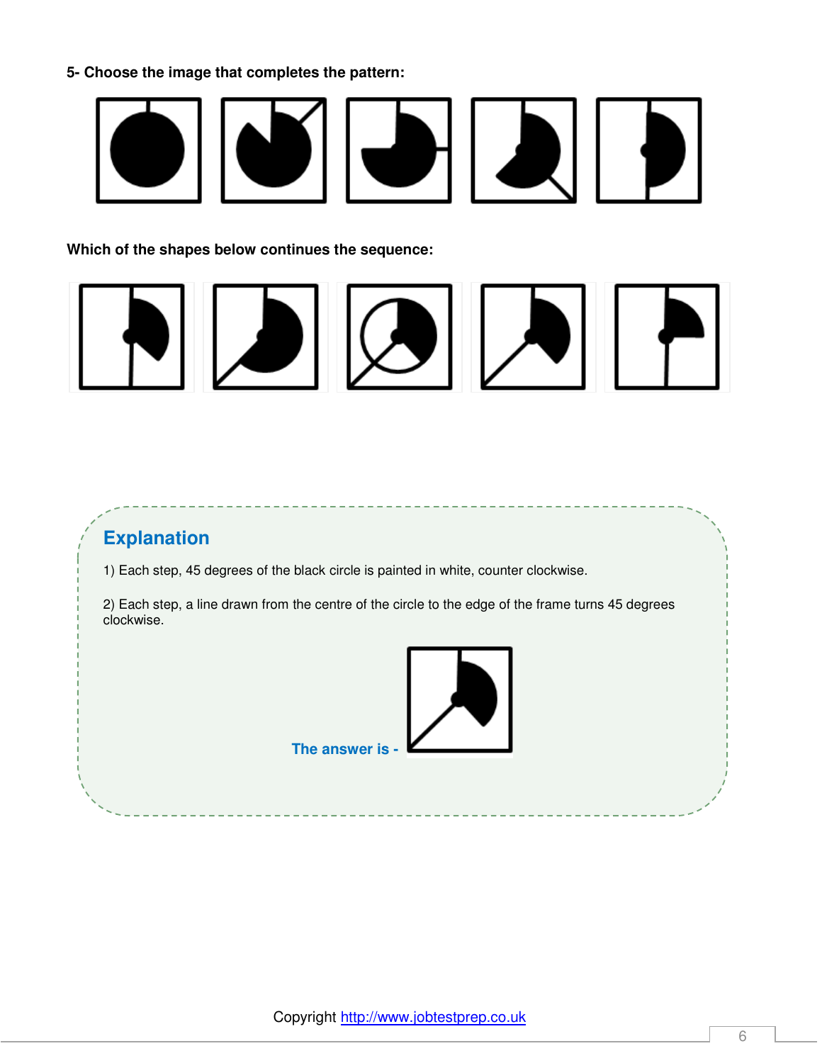**5- Choose the image that completes the pattern:**

**Which of the shapes below continues the sequence:**

## Explanation

1) Each step, 45 degrees of the black circle is painted in white, counter clockwise.

2) Each step, a line drawn from the centre of the circle to the edge of the frame turns 45 degrees clockwise.

**The answer is -**

Copyright http://www.jobtestprep.co.uk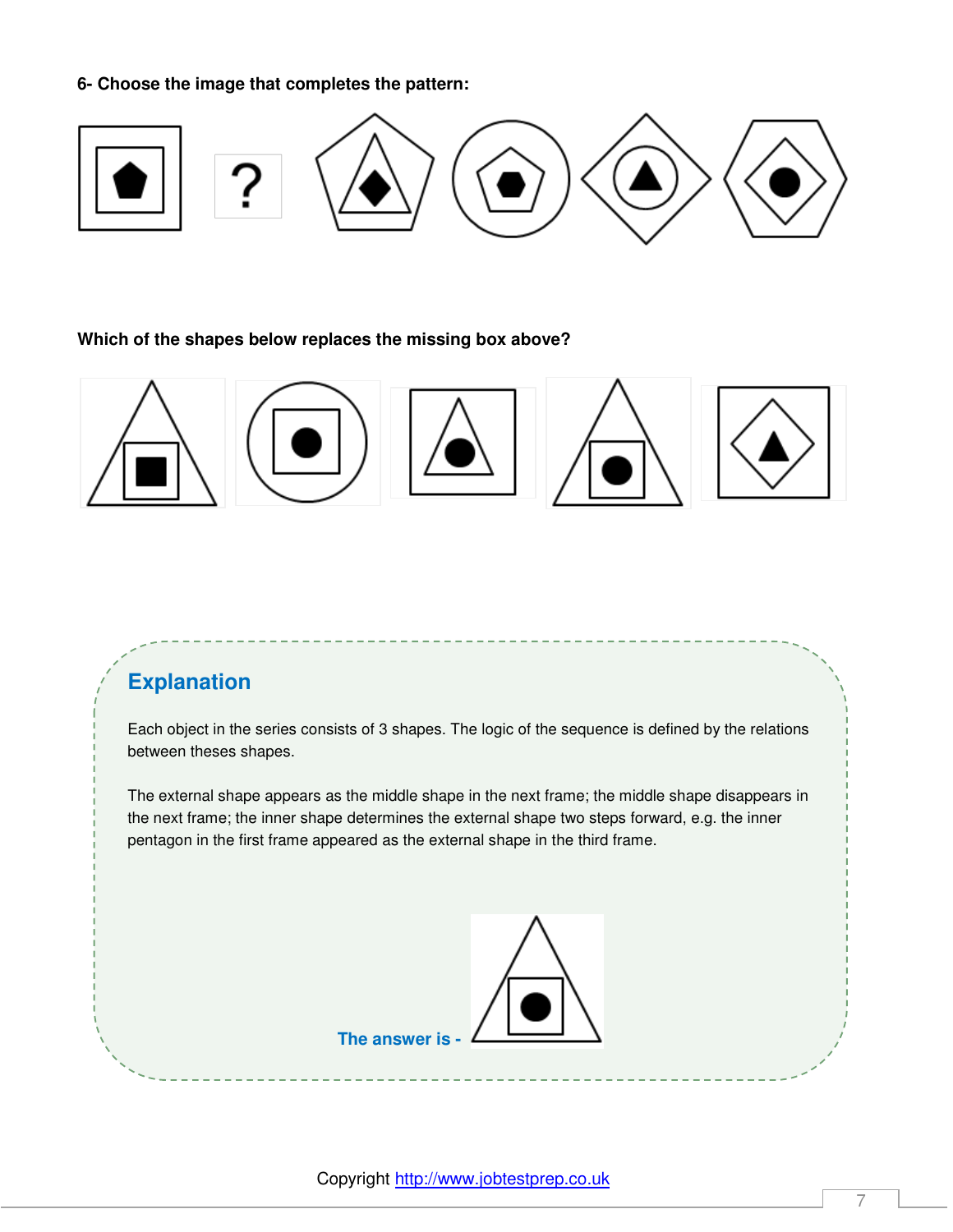**6- Choose the image that completes the pattern:**

**Which of the shapes below replaces the missing box above?**

## Explanation

Each object in the series consists of 3 shapes. The logic of the sequence is defined by the relations between theses shapes.

The external shape appears as the middle shape in the next frame; the middle shape disappears in the next frame; the inner shape determines the external shape two steps forward, e.g. the inner pentagon in the first frame appeared as the external shape in the third frame.

**The answer is -**

Copyright http://www.jobtestprep.co.uk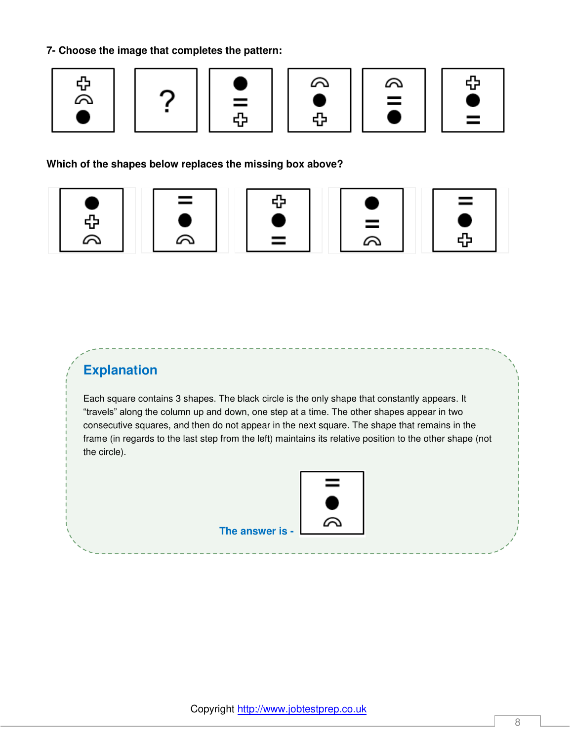**7- Choose the image that completes the pattern:**

**Which of the shapes below replaces the missing box above?**

## Explanation

Each square contains 3 shapes. The black circle is the only shape that constantly appears. It "travels" along the column up and down, one step at a time. The other shapes appear in two consecutive squares, and then do not appear in the next square. The shape that remains in the frame (in regards to the last step from the left) maintains its relative position to the other shape (not the circle).

**The answer is -**

Copyright http://www.jobtestprep.co.uk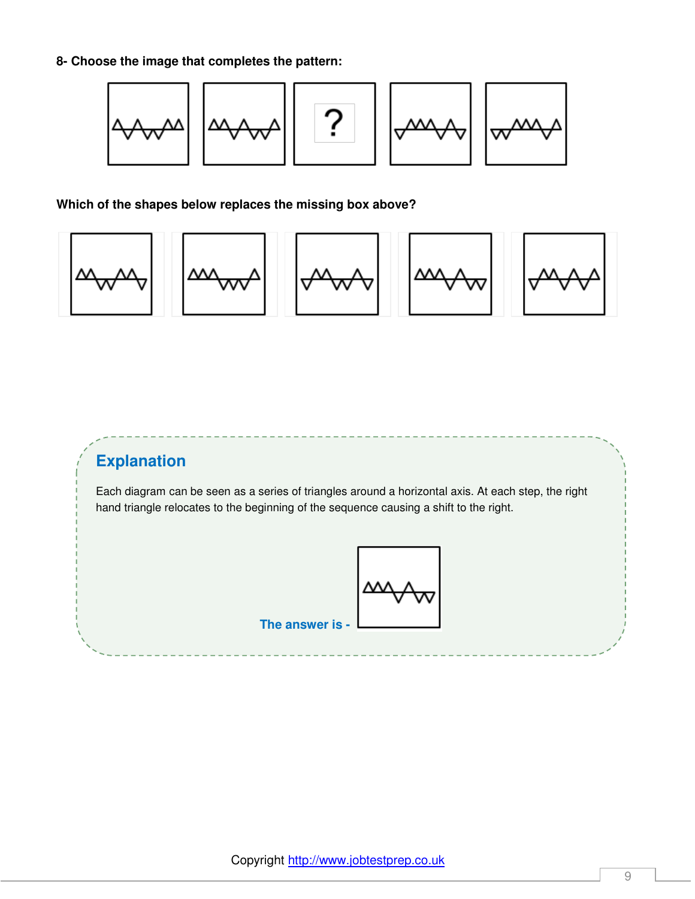**8- Choose the image that completes the pattern:**

**Which of the shapes below replaces the missing box above?**

## Explanation

Each diagram can be seen as a series of triangles around a horizontal axis. At each step, the right hand triangle relocates to the beginning of the sequence causing a shift to the right.

**The answer is -**

Copyright http://www.jobtestprep.co.uk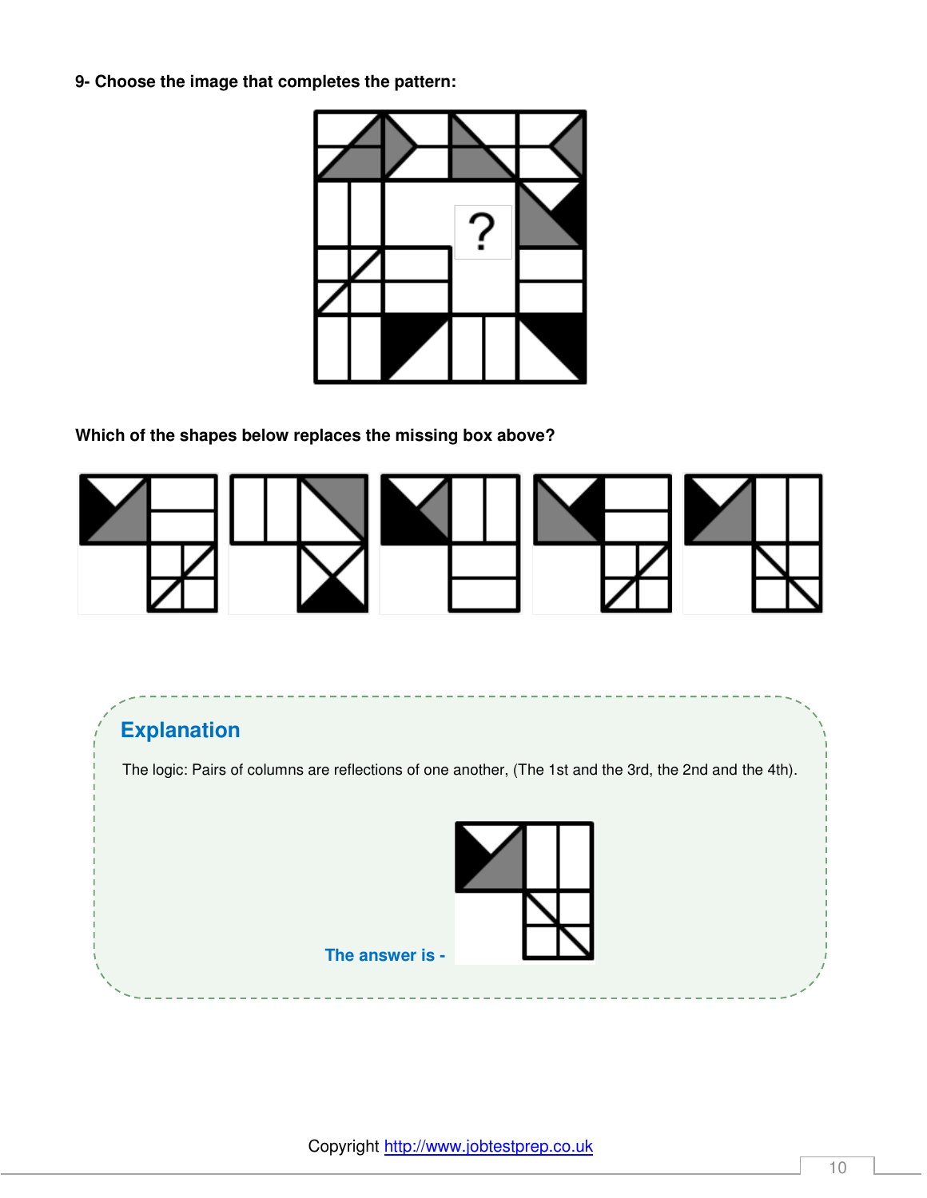**9- Choose the image that completes the pattern:**

**Which of the shapes below replaces the missing box above?**

## Explanation

The logic: Pairs of columns are reflections of one another, (The 1st and the 3rd, the 2nd and the 4th).

**The answer is -**

Copyright http://www.jobtestprep.co.uk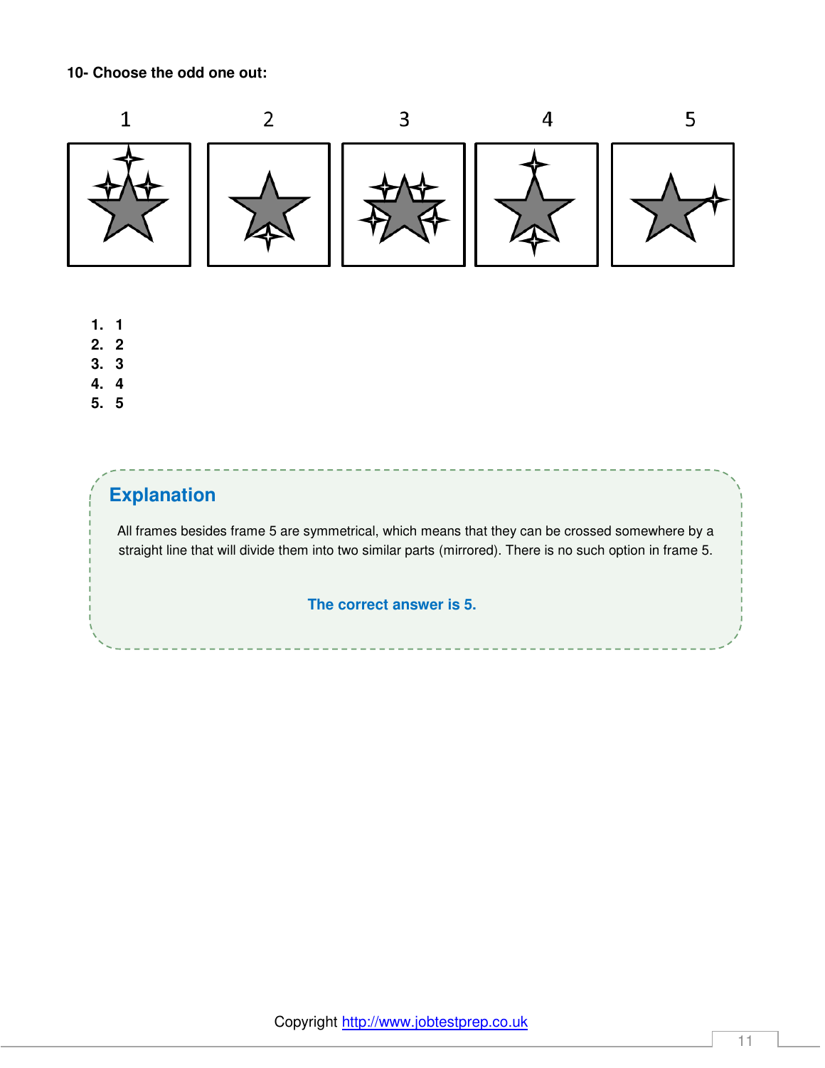**10- Choose the odd one out:**

1 2 3 4 5

1. 1
2. 2
3. 3
4. 4
5. 5

## Explanation

All frames besides frame 5 are symmetrical, which means that they can be crossed somewhere by a straight line that will divide them into two similar parts (mirrored). There is no such option in frame 5.

**The correct answer is 5.**

Copyright http://www.jobtestprep.co.uk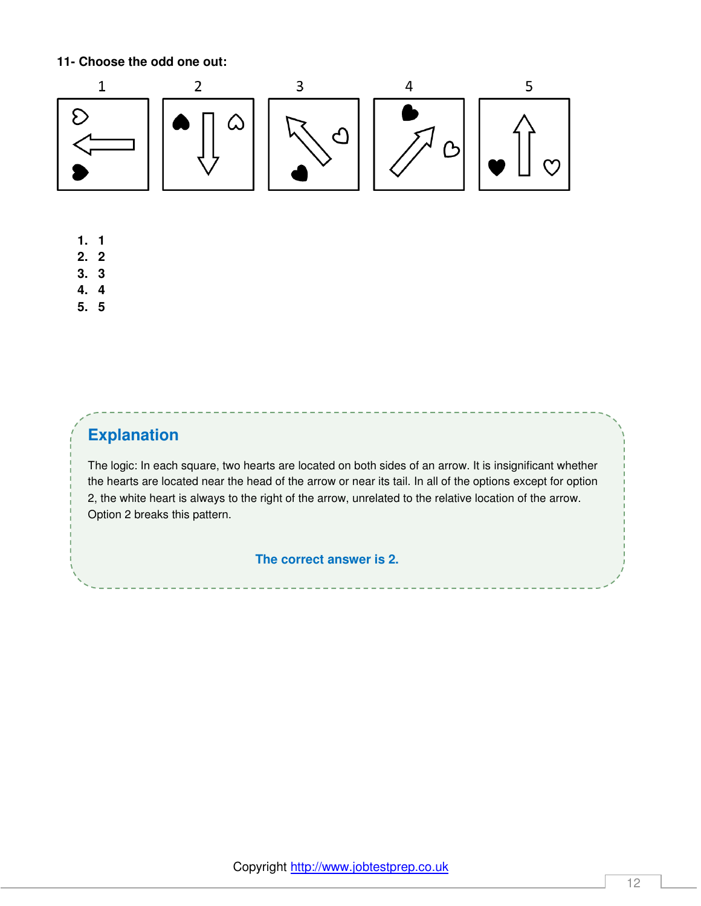**11- Choose the odd one out:**

1 2 3 4 5

1. 1
2. 2
3. 3
4. 4
5. 5

## Explanation

The logic: In each square, two hearts are located on both sides of an arrow. It is insignificant whether the hearts are located near the head of the arrow or near its tail. In all of the options except for option 2, the white heart is always to the right of the arrow, unrelated to the relative location of the arrow. Option 2 breaks this pattern.

**The correct answer is 2.**

Copyright http://www.jobtestprep.co.uk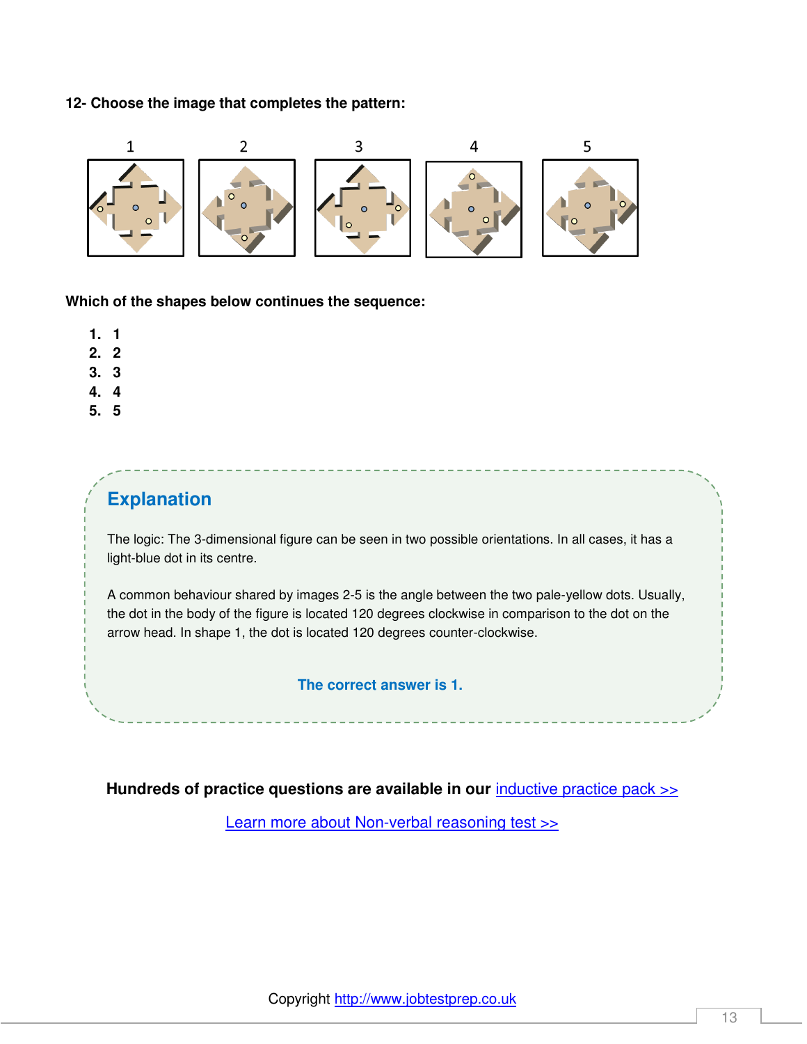**12- Choose the image that completes the pattern:**

1 2 3 4 5

**Which of the shapes below continues the sequence:**

1. **1**
2. **2**
3. **3**
4. **4**
5. **5**

## Explanation

The logic: The 3-dimensional figure can be seen in two possible orientations. In all cases, it has a light-blue dot in its centre.

A common behaviour shared by images 2-5 is the angle between the two pale-yellow dots. Usually, the dot in the body of the figure is located 120 degrees clockwise in comparison to the dot on the arrow head. In shape 1, the dot is located 120 degrees counter-clockwise.

**The correct answer is 1.**

**Hundreds of practice questions are available in our** inductive practice pack >>

Learn more about Non-verbal reasoning test >>

Copyright http://www.jobtestprep.co.uk